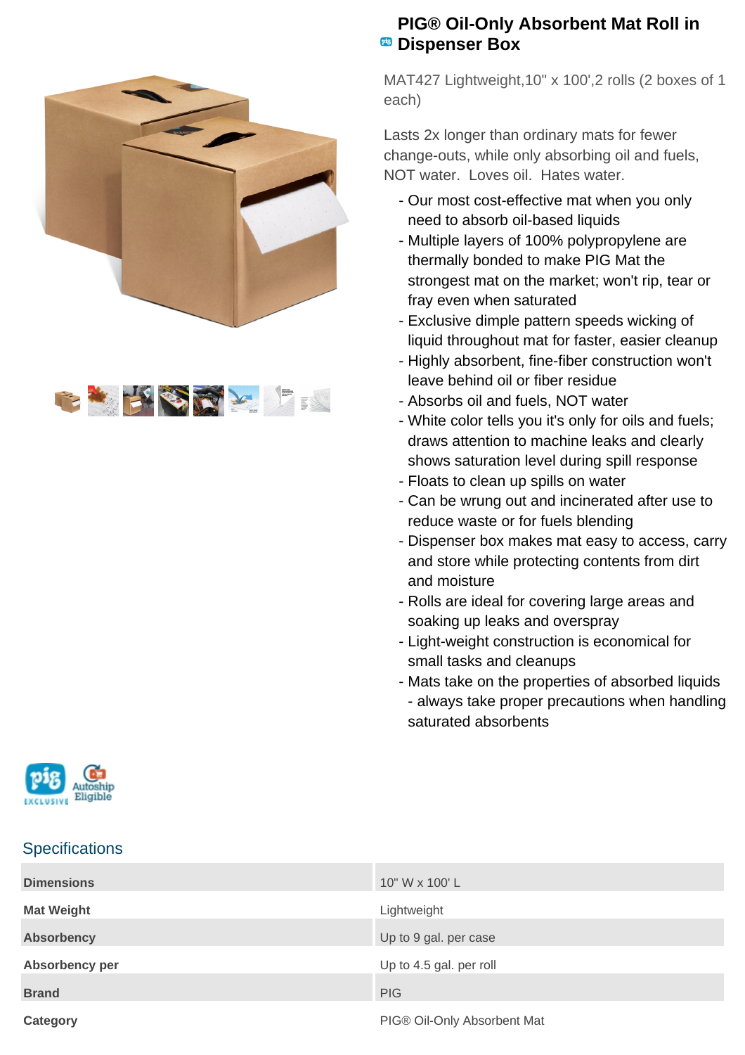# PIG® Oil-Only Absorbent Mat Roll in Dispenser Box

MAT427 Lightweight,10" x 100',2 rolls (2 boxes of 1 each)

Lasts 2x longer than ordinary mats for fewer change-outs, while only absorbing oil and fuels, NOT water. Loves oil. Hates water.

- Our most cost-effective mat when you only need to absorb oil-based liquids
- Multiple layers of 100% polypropylene are thermally bonded to make PIG Mat the strongest mat on the market; won't rip, tear or fray even when saturated
- Exclusive dimple pattern speeds wicking of liquid throughout mat for faster, easier cleanup
- Highly absorbent, fine-fiber construction won't leave behind oil or fiber residue
- Absorbs oil and fuels, NOT water
- White color tells you it's only for oils and fuels; draws attention to machine leaks and clearly shows saturation level during spill response
- Floats to clean up spills on water
- Can be wrung out and incinerated after use to reduce waste or for fuels blending
- Dispenser box makes mat easy to access, carry and store while protecting contents from dirt and moisture
- Rolls are ideal for covering large areas and soaking up leaks and overspray
- Light-weight construction is economical for small tasks and cleanups
- Mats take on the properties of absorbed liquids - always take proper precautions when handling saturated absorbents

pig EXCLUSIVE Autoship Eligible

## Specifications

| | |
|---|---|
| **Dimensions** | 10" W x 100' L |
| **Mat Weight** | Lightweight |
| **Absorbency** | Up to 9 gal. per case |
| **Absorbency per** | Up to 4.5 gal. per roll |
| **Brand** | PIG |
| **Category** | PIG® Oil-Only Absorbent Mat |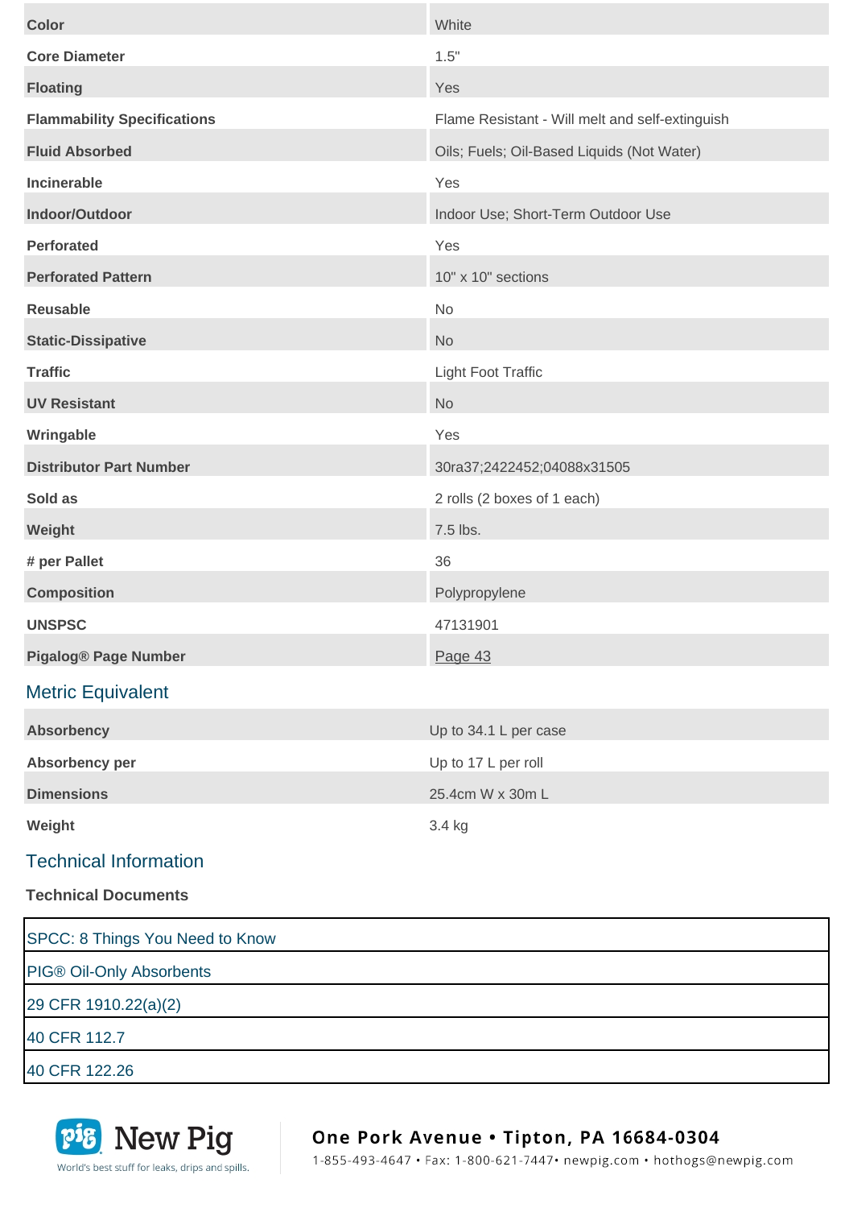| | |
|---|---|
| **Color** | White |
| **Core Diameter** | 1.5" |
| **Floating** | Yes |
| **Flammability Specifications** | Flame Resistant - Will melt and self-extinguish |
| **Fluid Absorbed** | Oils; Fuels; Oil-Based Liquids (Not Water) |
| **Incinerable** | Yes |
| **Indoor/Outdoor** | Indoor Use; Short-Term Outdoor Use |
| **Perforated** | Yes |
| **Perforated Pattern** | 10" x 10" sections |
| **Reusable** | No |
| **Static-Dissipative** | No |
| **Traffic** | Light Foot Traffic |
| **UV Resistant** | No |
| **Wringable** | Yes |
| **Distributor Part Number** | 30ra37;2422452;04088x31505 |
| **Sold as** | 2 rolls (2 boxes of 1 each) |
| **Weight** | 7.5 lbs. |
| **# per Pallet** | 36 |
| **Composition** | Polypropylene |
| **UNSPSC** | 47131901 |
| **Pigalog® Page Number** | Page 43 |

## Metric Equivalent

| | |
|---|---|
| **Absorbency** | Up to 34.1 L per case |
| **Absorbency per** | Up to 17 L per roll |
| **Dimensions** | 25.4cm W x 30m L |
| **Weight** | 3.4 kg |

## Technical Information

**Technical Documents**

| |
|---|
| SPCC: 8 Things You Need to Know |
| PIG® Oil-Only Absorbents |
| 29 CFR 1910.22(a)(2) |
| 40 CFR 112.7 |
| 40 CFR 122.26 |

New Pig
World's best stuff for leaks, drips and spills.

**One Pork Avenue • Tipton, PA 16684-0304**
1-855-493-4647 • Fax: 1-800-621-7447• newpig.com • hothogs@newpig.com